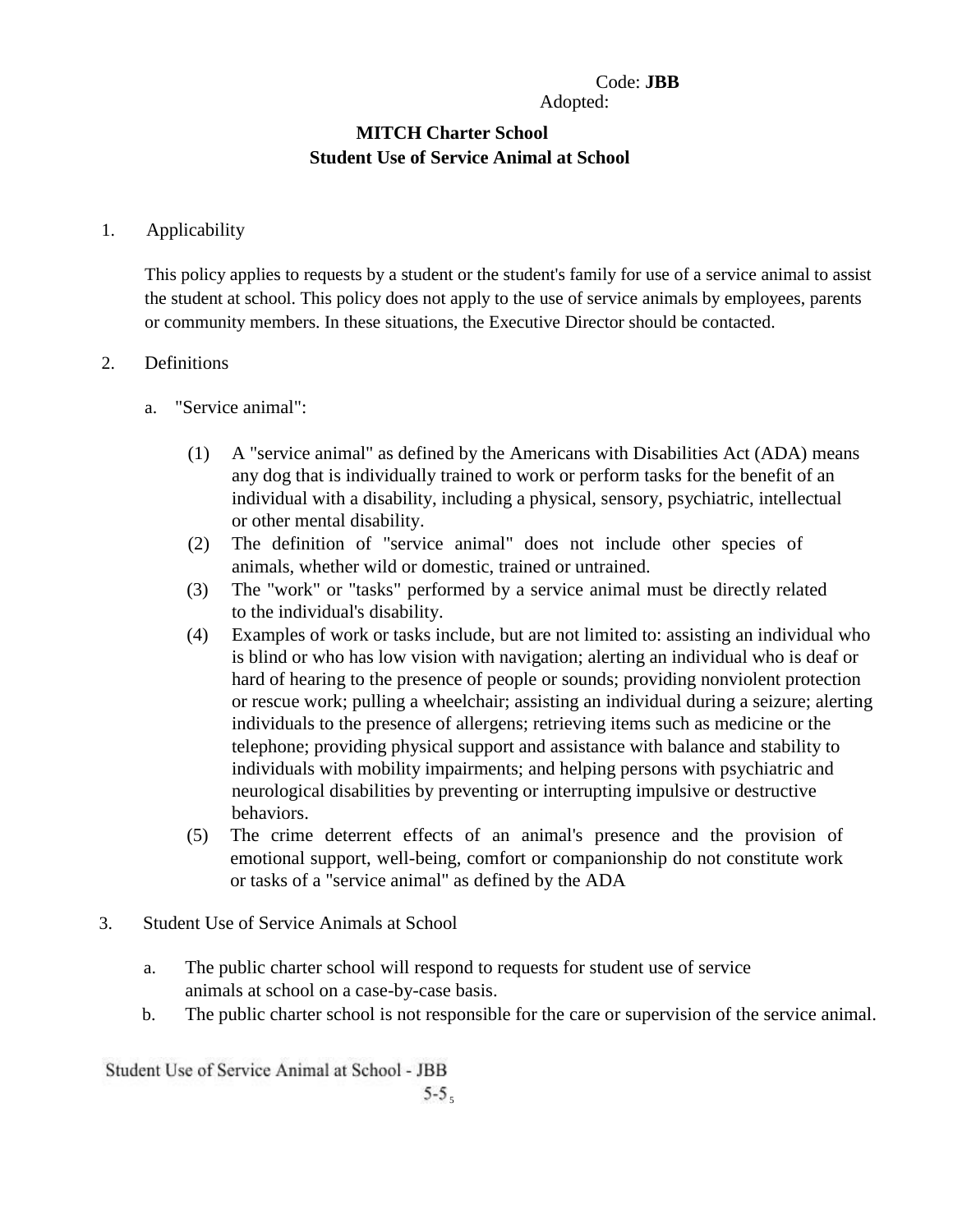Code: **JBB**
Adopted:

**MITCH Charter School**
**Student Use of Service Animal at School**

1. Applicability

   This policy applies to requests by a student or the student's family for use of a service animal to assist the student at school. This policy does not apply to the use of service animals by employees, parents or community members. In these situations, the Executive Director should be contacted.

2. Definitions

   a. "Service animal":

      (1) A "service animal" as defined by the Americans with Disabilities Act (ADA) means any dog that is individually trained to work or perform tasks for the benefit of an individual with a disability, including a physical, sensory, psychiatric, intellectual or other mental disability.

      (2) The definition of "service animal" does not include other species of animals, whether wild or domestic, trained or untrained.

      (3) The "work" or "tasks" performed by a service animal must be directly related to the individual's disability.

      (4) Examples of work or tasks include, but are not limited to: assisting an individual who is blind or who has low vision with navigation; alerting an individual who is deaf or hard of hearing to the presence of people or sounds; providing nonviolent protection or rescue work; pulling a wheelchair; assisting an individual during a seizure; alerting individuals to the presence of allergens; retrieving items such as medicine or the telephone; providing physical support and assistance with balance and stability to individuals with mobility impairments; and helping persons with psychiatric and neurological disabilities by preventing or interrupting impulsive or destructive behaviors.

      (5) The crime deterrent effects of an animal's presence and the provision of emotional support, well-being, comfort or companionship do not constitute work or tasks of a "service animal" as defined by the ADA

3. Student Use of Service Animals at School

   a. The public charter school will respond to requests for student use of service animals at school on a case-by-case basis.

   b. The public charter school is not responsible for the care or supervision of the service animal.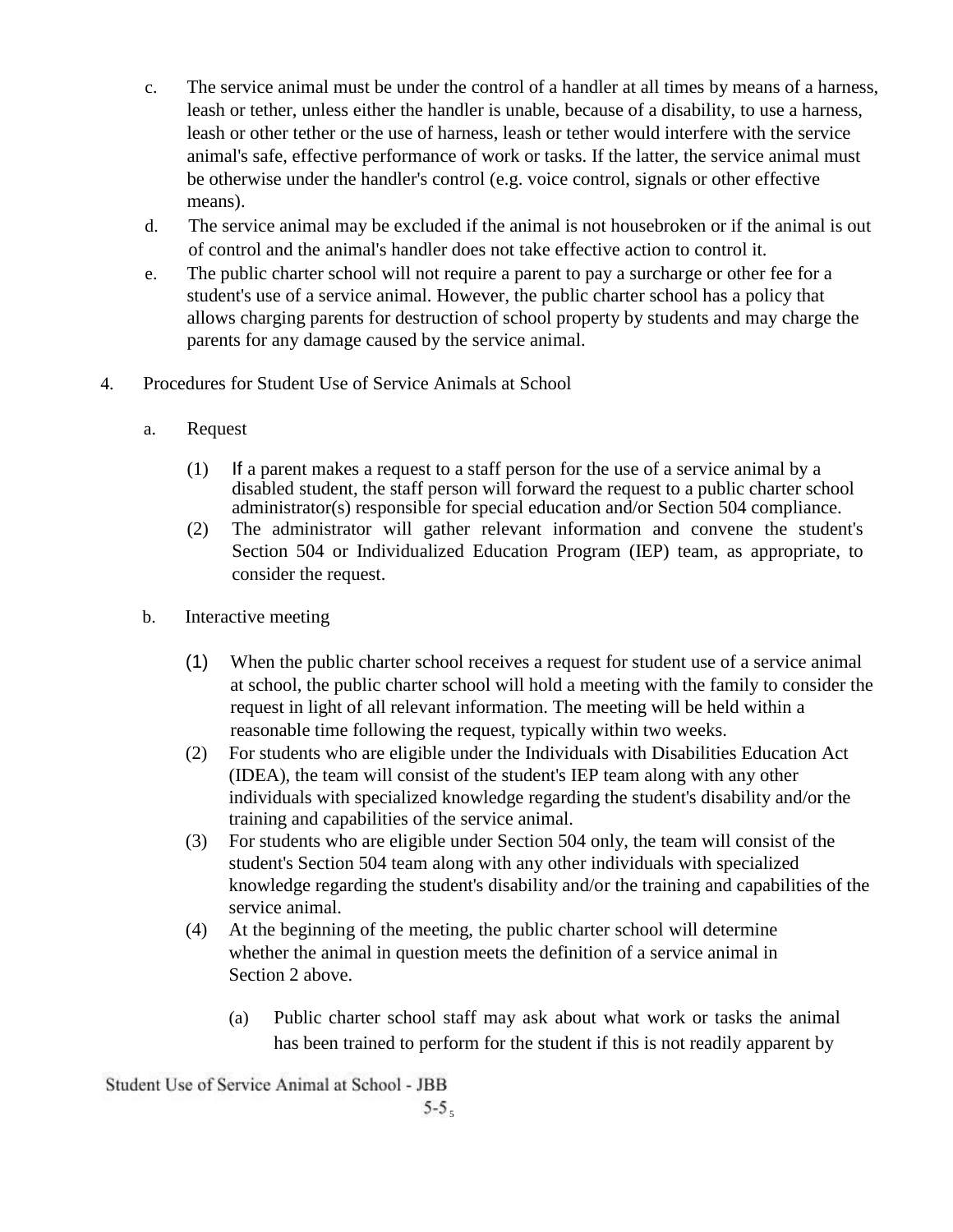c. The service animal must be under the control of a handler at all times by means of a harness, leash or tether, unless either the handler is unable, because of a disability, to use a harness, leash or other tether or the use of harness, leash or tether would interfere with the service animal's safe, effective performance of work or tasks. If the latter, the service animal must be otherwise under the handler's control (e.g. voice control, signals or other effective means).

d. The service animal may be excluded if the animal is not housebroken or if the animal is out of control and the animal's handler does not take effective action to control it.

e. The public charter school will not require a parent to pay a surcharge or other fee for a student's use of a service animal. However, the public charter school has a policy that allows charging parents for destruction of school property by students and may charge the parents for any damage caused by the service animal.

4. Procedures for Student Use of Service Animals at School

   a. Request

      (1) If a parent makes a request to a staff person for the use of a service animal by a disabled student, the staff person will forward the request to a public charter school administrator(s) responsible for special education and/or Section 504 compliance.

      (2) The administrator will gather relevant information and convene the student's Section 504 or Individualized Education Program (IEP) team, as appropriate, to consider the request.

   b. Interactive meeting

      (1) When the public charter school receives a request for student use of a service animal at school, the public charter school will hold a meeting with the family to consider the request in light of all relevant information. The meeting will be held within a reasonable time following the request, typically within two weeks.

      (2) For students who are eligible under the Individuals with Disabilities Education Act (IDEA), the team will consist of the student's IEP team along with any other individuals with specialized knowledge regarding the student's disability and/or the training and capabilities of the service animal.

      (3) For students who are eligible under Section 504 only, the team will consist of the student's Section 504 team along with any other individuals with specialized knowledge regarding the student's disability and/or the training and capabilities of the service animal.

      (4) At the beginning of the meeting, the public charter school will determine whether the animal in question meets the definition of a service animal in Section 2 above.

         (a) Public charter school staff may ask about what work or tasks the animal has been trained to perform for the student if this is not readily apparent by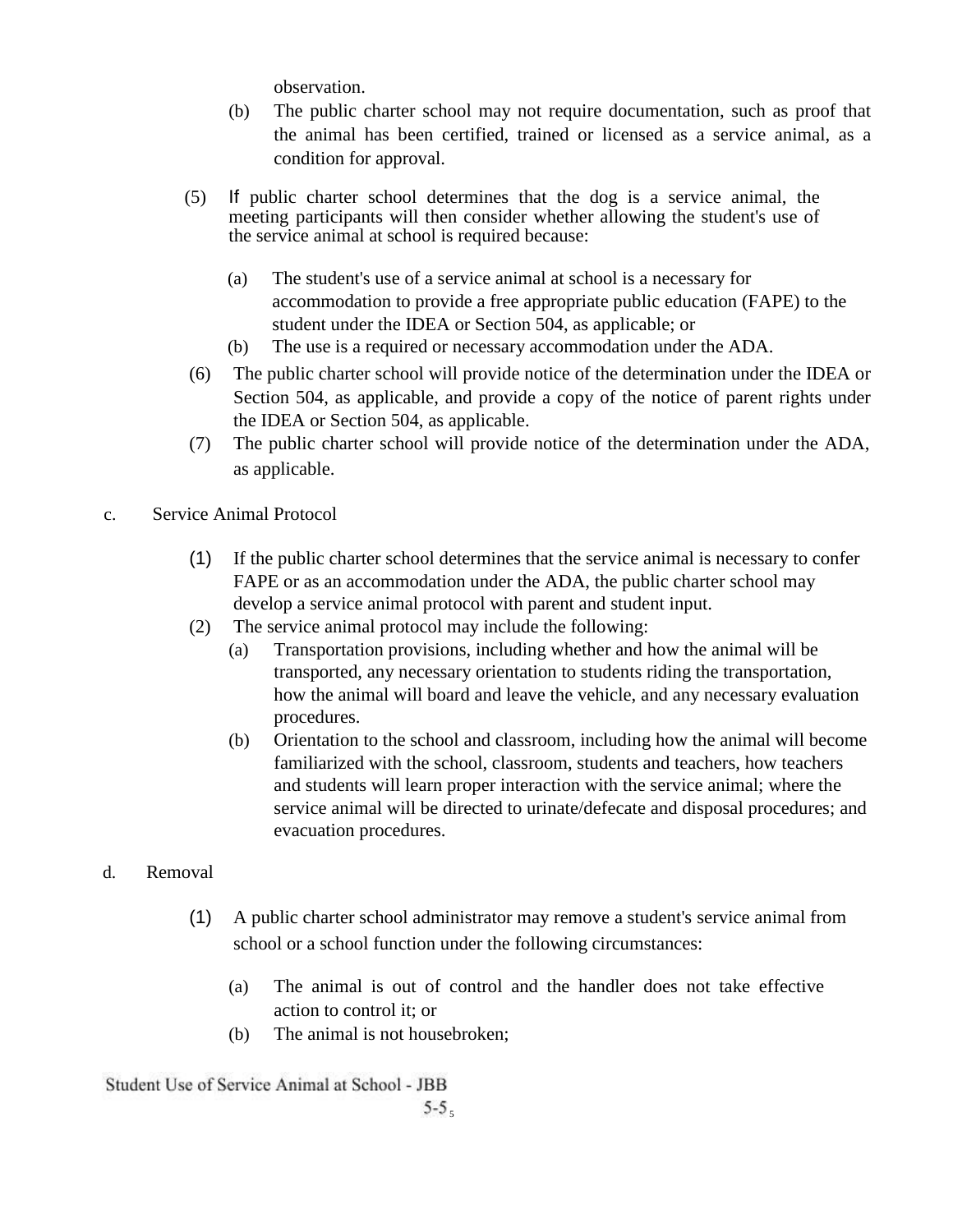observation.

(b) The public charter school may not require documentation, such as proof that the animal has been certified, trained or licensed as a service animal, as a condition for approval.

(5) If public charter school determines that the dog is a service animal, the meeting participants will then consider whether allowing the student's use of the service animal at school is required because:

(a) The student's use of a service animal at school is a necessary for accommodation to provide a free appropriate public education (FAPE) to the student under the IDEA or Section 504, as applicable; or

(b) The use is a required or necessary accommodation under the ADA.

(6) The public charter school will provide notice of the determination under the IDEA or Section 504, as applicable, and provide a copy of the notice of parent rights under the IDEA or Section 504, as applicable.

(7) The public charter school will provide notice of the determination under the ADA, as applicable.

c. Service Animal Protocol

(1) If the public charter school determines that the service animal is necessary to confer FAPE or as an accommodation under the ADA, the public charter school may develop a service animal protocol with parent and student input.

(2) The service animal protocol may include the following:

(a) Transportation provisions, including whether and how the animal will be transported, any necessary orientation to students riding the transportation, how the animal will board and leave the vehicle, and any necessary evaluation procedures.

(b) Orientation to the school and classroom, including how the animal will become familiarized with the school, classroom, students and teachers, how teachers and students will learn proper interaction with the service animal; where the service animal will be directed to urinate/defecate and disposal procedures; and evacuation procedures.

d. Removal

(1) A public charter school administrator may remove a student's service animal from school or a school function under the following circumstances:

(a) The animal is out of control and the handler does not take effective action to control it; or

(b) The animal is not housebroken;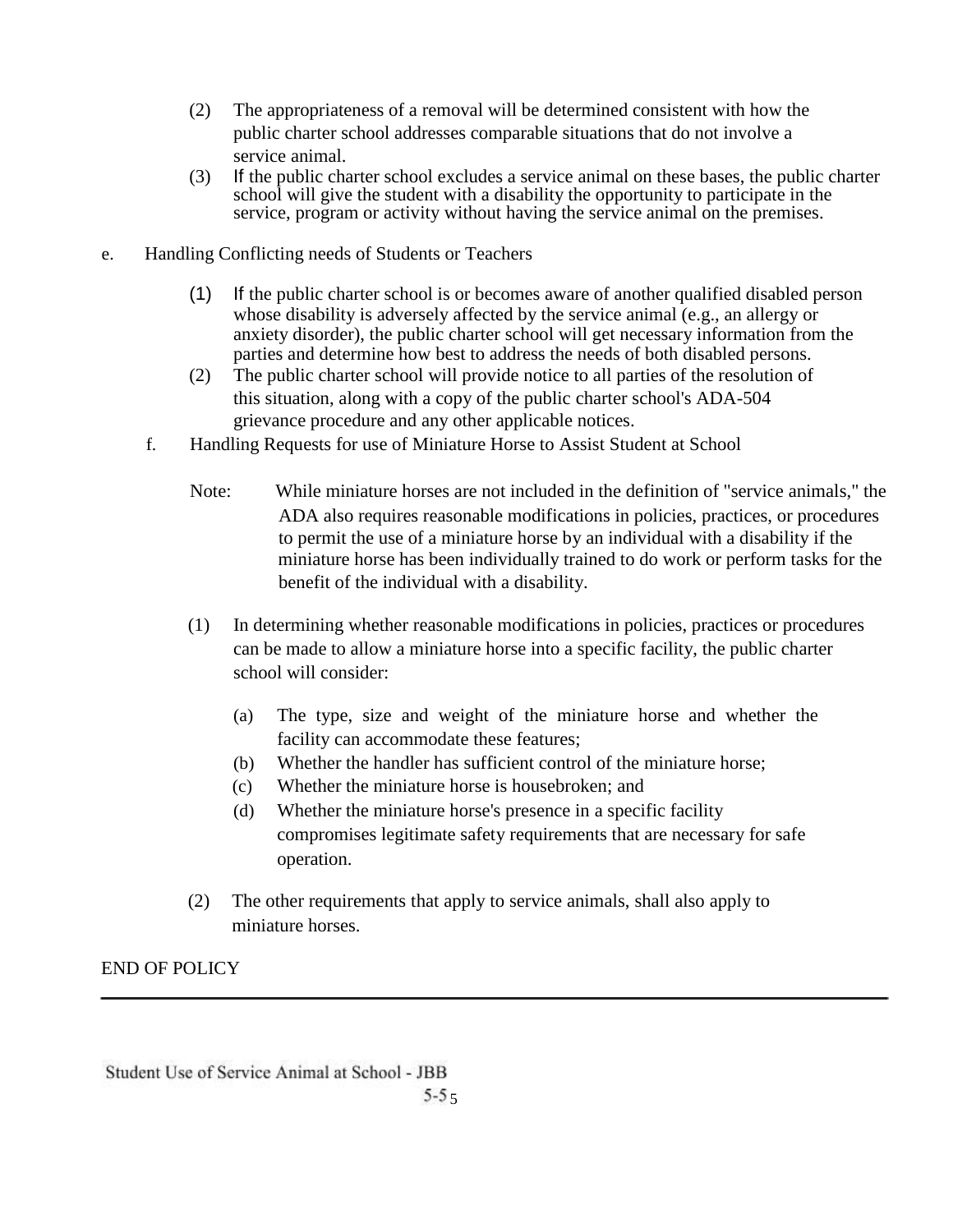(2) The appropriateness of a removal will be determined consistent with how the public charter school addresses comparable situations that do not involve a service animal.

(3) If the public charter school excludes a service animal on these bases, the public charter school will give the student with a disability the opportunity to participate in the service, program or activity without having the service animal on the premises.

e. Handling Conflicting needs of Students or Teachers

(1) If the public charter school is or becomes aware of another qualified disabled person whose disability is adversely affected by the service animal (e.g., an allergy or anxiety disorder), the public charter school will get necessary information from the parties and determine how best to address the needs of both disabled persons.

(2) The public charter school will provide notice to all parties of the resolution of this situation, along with a copy of the public charter school's ADA-504 grievance procedure and any other applicable notices.

f. Handling Requests for use of Miniature Horse to Assist Student at School

Note: While miniature horses are not included in the definition of "service animals," the ADA also requires reasonable modifications in policies, practices, or procedures to permit the use of a miniature horse by an individual with a disability if the miniature horse has been individually trained to do work or perform tasks for the benefit of the individual with a disability.

(1) In determining whether reasonable modifications in policies, practices or procedures can be made to allow a miniature horse into a specific facility, the public charter school will consider:

(a) The type, size and weight of the miniature horse and whether the facility can accommodate these features;

(b) Whether the handler has sufficient control of the miniature horse;

(c) Whether the miniature horse is housebroken; and

(d) Whether the miniature horse's presence in a specific facility compromises legitimate safety requirements that are necessary for safe operation.

(2) The other requirements that apply to service animals, shall also apply to miniature horses.

END OF POLICY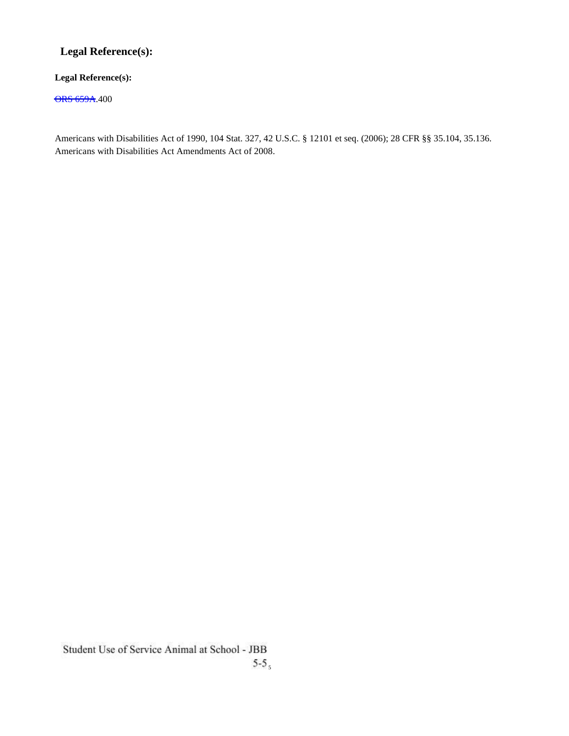## Legal Reference(s):

**Legal Reference(s):**

~~ORS 659A~~.400

Americans with Disabilities Act of 1990, 104 Stat. 327, 42 U.S.C. § 12101 et seq. (2006); 28 CFR §§ 35.104, 35.136.
Americans with Disabilities Act Amendments Act of 2008.